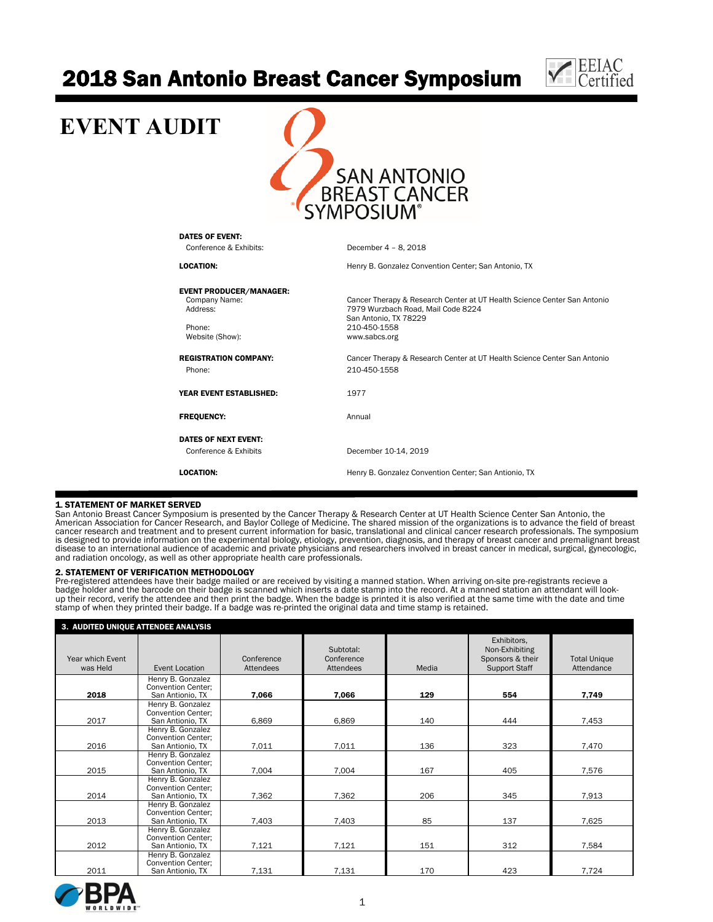# 2018 San Antonio Breast Cancer Symposium

EEIAC Certified

## EVENT AUDIT

SAN ANTONIO BREAST CANCER SYMPOSIUM®

**DATES OF EVENT:**
Conference & Exhibits: December 4 – 8, 2018

**LOCATION:** Henry B. Gonzalez Convention Center; San Antonio, TX

**EVENT PRODUCER/MANAGER:**
Company Name: Cancer Therapy & Research Center at UT Health Science Center San Antonio
Address: 7979 Wurzbach Road, Mail Code 8224
San Antonio, TX 78229
Phone: 210-450-1558
Website (Show): www.sabcs.org

**REGISTRATION COMPANY:** Cancer Therapy & Research Center at UT Health Science Center San Antonio
Phone: 210-450-1558

**YEAR EVENT ESTABLISHED:** 1977

**FREQUENCY:** Annual

**DATES OF NEXT EVENT:**
Conference & Exhibits: December 10-14, 2019

**LOCATION:** Henry B. Gonzalez Convention Center; San Antionio, TX

### 1. STATEMENT OF MARKET SERVED

San Antonio Breast Cancer Symposium is presented by the Cancer Therapy & Research Center at UT Health Science Center San Antonio, the American Association for Cancer Research, and Baylor College of Medicine. The shared mission of the organizations is to advance the field of breast cancer research and treatment and to present current information for basic, translational and clinical cancer research professionals. The symposium is designed to provide information on the experimental biology, etiology, prevention, diagnosis, and therapy of breast cancer and premalignant breast disease to an international audience of academic and private physicians and researchers involved in breast cancer in medical, surgical, gynecologic, and radiation oncology, as well as other appropriate health care professionals.

### 2. STATEMENT OF VERIFICATION METHODOLOGY

Pre-registered attendees have their badge mailed or are received by visiting a manned station. When arriving on-site pre-registrants recieve a badge holder and the barcode on their badge is scanned which inserts a date stamp into the record. At a manned station an attendant will look-up their record, verify the attendee and then print the badge. When the badge is printed it is also verified at the same time with the date and time stamp of when they printed their badge. If a badge was re-printed the original data and time stamp is retained.

### 3. AUDITED UNIQUE ATTENDEE ANALYSIS

| Year which Event was Held | Event Location | Conference Attendees | Subtotal: Conference Attendees | Media | Exhibitors, Non-Exhibiting Sponsors & their Support Staff | Total Unique Attendance |
|---|---|---|---|---|---|---|
| **2018** | Henry B. Gonzalez Convention Center; San Antonio, TX | **7,066** | **7,066** | **129** | **554** | **7,749** |
| 2017 | Henry B. Gonzalez Convention Center; San Antonio, TX | 6,869 | 6,869 | 140 | 444 | 7,453 |
| 2016 | Henry B. Gonzalez Convention Center; San Antonio, TX | 7,011 | 7,011 | 136 | 323 | 7,470 |
| 2015 | Henry B. Gonzalez Convention Center; San Antonio, TX | 7,004 | 7,004 | 167 | 405 | 7,576 |
| 2014 | Henry B. Gonzalez Convention Center; San Antonio, TX | 7,362 | 7,362 | 206 | 345 | 7,913 |
| 2013 | Henry B. Gonzalez Convention Center; San Antonio, TX | 7,403 | 7,403 | 85 | 137 | 7,625 |
| 2012 | Henry B. Gonzalez Convention Center; San Antonio, TX | 7,121 | 7,121 | 151 | 312 | 7,584 |
| 2011 | Henry B. Gonzalez Convention Center; San Antonio, TX | 7,131 | 7,131 | 170 | 423 | 7,724 |

BPA WORLDWIDE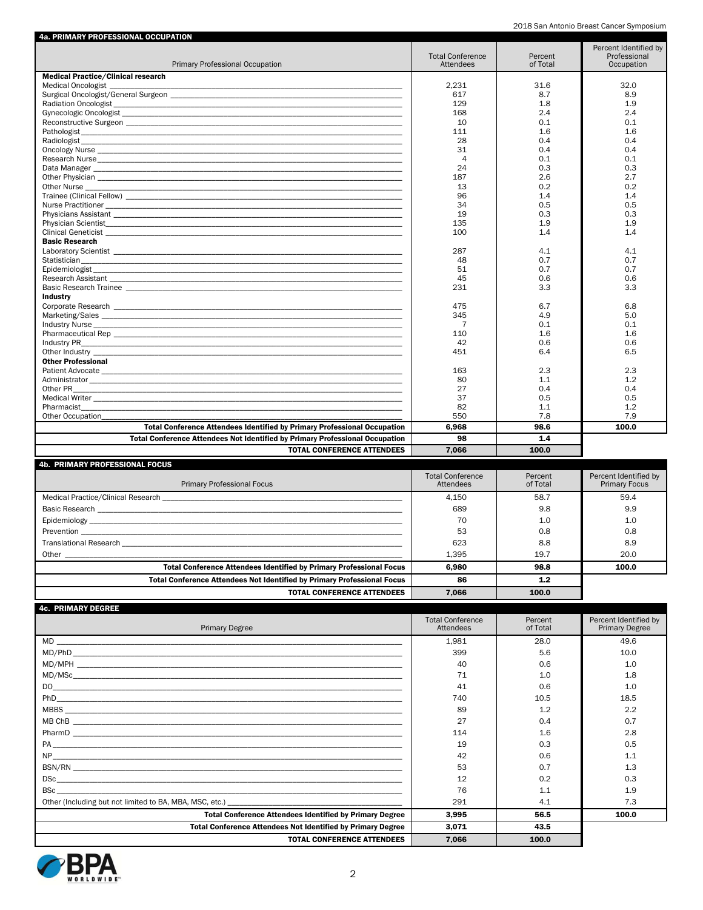## 4a. PRIMARY PROFESSIONAL OCCUPATION

| Primary Professional Occupation | Total Conference Attendees | Percent of Total | Percent Identified by Professional Occupation |
|---|---|---|---|
| **Medical Practice/Clinical research** | | | |
| Medical Oncologist | 2,231 | 31.6 | 32.0 |
| Surgical Oncologist/General Surgeon | 617 | 8.7 | 8.9 |
| Radiation Oncologist | 129 | 1.8 | 1.9 |
| Gynecologic Oncologist | 168 | 2.4 | 2.4 |
| Reconstructive Surgeon | 10 | 0.1 | 0.1 |
| Pathologist | 111 | 1.6 | 1.6 |
| Radiologist | 28 | 0.4 | 0.4 |
| Oncology Nurse | 31 | 0.4 | 0.4 |
| Research Nurse | 4 | 0.1 | 0.1 |
| Data Manager | 24 | 0.3 | 0.3 |
| Other Physician | 187 | 2.6 | 2.7 |
| Other Nurse | 13 | 0.2 | 0.2 |
| Trainee (Clinical Fellow) | 96 | 1.4 | 1.4 |
| Nurse Practitioner | 34 | 0.5 | 0.5 |
| Physicians Assistant | 19 | 0.3 | 0.3 |
| Physician Scientist | 135 | 1.9 | 1.9 |
| Clinical Geneticist | 100 | 1.4 | 1.4 |
| **Basic Research** | | | |
| Laboratory Scientist | 287 | 4.1 | 4.1 |
| Statistician | 48 | 0.7 | 0.7 |
| Epidemiologist | 51 | 0.7 | 0.7 |
| Research Assistant | 45 | 0.6 | 0.6 |
| Basic Research Trainee | 231 | 3.3 | 3.3 |
| **Industry** | | | |
| Corporate Research | 475 | 6.7 | 6.8 |
| Marketing/Sales | 345 | 4.9 | 5.0 |
| Industry Nurse | 7 | 0.1 | 0.1 |
| Pharmaceutical Rep | 110 | 1.6 | 1.6 |
| Industry PR | 42 | 0.6 | 0.6 |
| Other Industry | 451 | 6.4 | 6.5 |
| **Other Professional** | | | |
| Patient Advocate | 163 | 2.3 | 2.3 |
| Administrator | 80 | 1.1 | 1.2 |
| Other PR | 27 | 0.4 | 0.4 |
| Medical Writer | 37 | 0.5 | 0.5 |
| Pharmacist | 82 | 1.1 | 1.2 |
| Other Occupation | 550 | 7.8 | 7.9 |
| **Total Conference Attendees Identified by Primary Professional Occupation** | **6,968** | **98.6** | **100.0** |
| **Total Conference Attendees Not Identified by Primary Professional Occupation** | **98** | **1.4** | |
| **TOTAL CONFERENCE ATTENDEES** | **7,066** | **100.0** | |

## 4b. PRIMARY PROFESSIONAL FOCUS

| Primary Professional Focus | Total Conference Attendees | Percent of Total | Percent Identified by Primary Focus |
|---|---|---|---|
| Medical Practice/Clinical Research | 4,150 | 58.7 | 59.4 |
| Basic Research | 689 | 9.8 | 9.9 |
| Epidemiology | 70 | 1.0 | 1.0 |
| Prevention | 53 | 0.8 | 0.8 |
| Translational Research | 623 | 8.8 | 8.9 |
| Other | 1,395 | 19.7 | 20.0 |
| **Total Conference Attendees Identified by Primary Professional Focus** | **6,980** | **98.8** | **100.0** |
| **Total Conference Attendees Not Identified by Primary Professional Focus** | **86** | **1.2** | |
| **TOTAL CONFERENCE ATTENDEES** | **7,066** | **100.0** | |

## 4c. PRIMARY DEGREE

| Primary Degree | Total Conference Attendees | Percent of Total | Percent Identified by Primary Degree |
|---|---|---|---|
| MD | 1,981 | 28.0 | 49.6 |
| MD/PhD | 399 | 5.6 | 10.0 |
| MD/MPH | 40 | 0.6 | 1.0 |
| MD/MSc | 71 | 1.0 | 1.8 |
| DO | 41 | 0.6 | 1.0 |
| PhD | 740 | 10.5 | 18.5 |
| MBBS | 89 | 1.2 | 2.2 |
| MB ChB | 27 | 0.4 | 0.7 |
| PharmD | 114 | 1.6 | 2.8 |
| PA | 19 | 0.3 | 0.5 |
| NP | 42 | 0.6 | 1.1 |
| BSN/RN | 53 | 0.7 | 1.3 |
| DSc | 12 | 0.2 | 0.3 |
| BSc | 76 | 1.1 | 1.9 |
| Other (Including but not limited to BA, MBA, MSC, etc.) | 291 | 4.1 | 7.3 |
| **Total Conference Attendees Identified by Primary Degree** | **3,995** | **56.5** | **100.0** |
| **Total Conference Attendees Not Identified by Primary Degree** | **3,071** | **43.5** | |
| **TOTAL CONFERENCE ATTENDEES** | **7,066** | **100.0** | |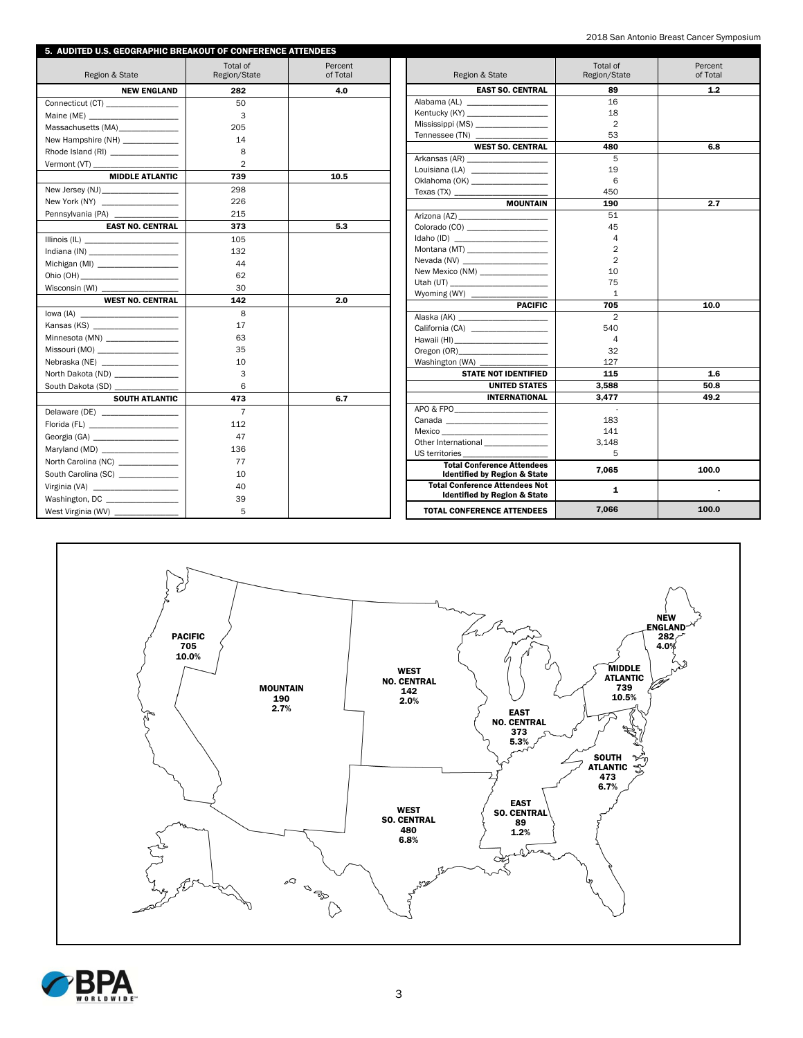## 5. AUDITED U.S. GEOGRAPHIC BREAKOUT OF CONFERENCE ATTENDEES

| Region & State | Total of Region/State | Percent of Total |
|---|---|---|
| **NEW ENGLAND** | **282** | **4.0** |
| Connecticut (CT) | 50 | |
| Maine (ME) | 3 | |
| Massachusetts (MA) | 205 | |
| New Hampshire (NH) | 14 | |
| Rhode Island (RI) | 8 | |
| Vermont (VT) | 2 | |
| **MIDDLE ATLANTIC** | **739** | **10.5** |
| New Jersey (NJ) | 298 | |
| New York (NY) | 226 | |
| Pennsylvania (PA) | 215 | |
| **EAST NO. CENTRAL** | **373** | **5.3** |
| Illinois (IL) | 105 | |
| Indiana (IN) | 132 | |
| Michigan (MI) | 44 | |
| Ohio (OH) | 62 | |
| Wisconsin (WI) | 30 | |
| **WEST NO. CENTRAL** | **142** | **2.0** |
| Iowa (IA) | 8 | |
| Kansas (KS) | 17 | |
| Minnesota (MN) | 63 | |
| Missouri (MO) | 35 | |
| Nebraska (NE) | 10 | |
| North Dakota (ND) | 3 | |
| South Dakota (SD) | 6 | |
| **SOUTH ATLANTIC** | **473** | **6.7** |
| Delaware (DE) | 7 | |
| Florida (FL) | 112 | |
| Georgia (GA) | 47 | |
| Maryland (MD) | 136 | |
| North Carolina (NC) | 77 | |
| South Carolina (SC) | 10 | |
| Virginia (VA) | 40 | |
| Washington, DC | 39 | |
| West Virginia (WV) | 5 | |
| **EAST SO. CENTRAL** | **89** | **1.2** |
| Alabama (AL) | 16 | |
| Kentucky (KY) | 18 | |
| Mississippi (MS) | 2 | |
| Tennessee (TN) | 53 | |
| **WEST SO. CENTRAL** | **480** | **6.8** |
| Arkansas (AR) | 5 | |
| Louisiana (LA) | 19 | |
| Oklahoma (OK) | 6 | |
| Texas (TX) | 450 | |
| **MOUNTAIN** | **190** | **2.7** |
| Arizona (AZ) | 51 | |
| Colorado (CO) | 45 | |
| Idaho (ID) | 4 | |
| Montana (MT) | 2 | |
| Nevada (NV) | 2 | |
| New Mexico (NM) | 10 | |
| Utah (UT) | 75 | |
| Wyoming (WY) | 1 | |
| **PACIFIC** | **705** | **10.0** |
| Alaska (AK) | 2 | |
| California (CA) | 540 | |
| Hawaii (HI) | 4 | |
| Oregon (OR) | 32 | |
| Washington (WA) | 127 | |
| **STATE NOT IDENTIFIED** | **115** | **1.6** |
| **UNITED STATES** | **3,588** | **50.8** |
| **INTERNATIONAL** | **3,477** | **49.2** |
| APO & FPO | - | |
| Canada | 183 | |
| Mexico | 141 | |
| Other International | 3,148 | |
| US territories | 5 | |
| **Total Conference Attendees Identified by Region & State** | **7,065** | **100.0** |
| **Total Conference Attendees Not Identified by Region & State** | **1** | **-** |
| **TOTAL CONFERENCE ATTENDEES** | **7,066** | **100.0** |

PACIFIC 705 10.0%

MOUNTAIN 190 2.7%

WEST NO. CENTRAL 142 2.0%

EAST NO. CENTRAL 373 5.3%

NEW ENGLAND 282 4.0%

MIDDLE ATLANTIC 739 10.5%

SOUTH ATLANTIC 473 6.7%

EAST SO. CENTRAL 89 1.2%

WEST SO. CENTRAL 480 6.8%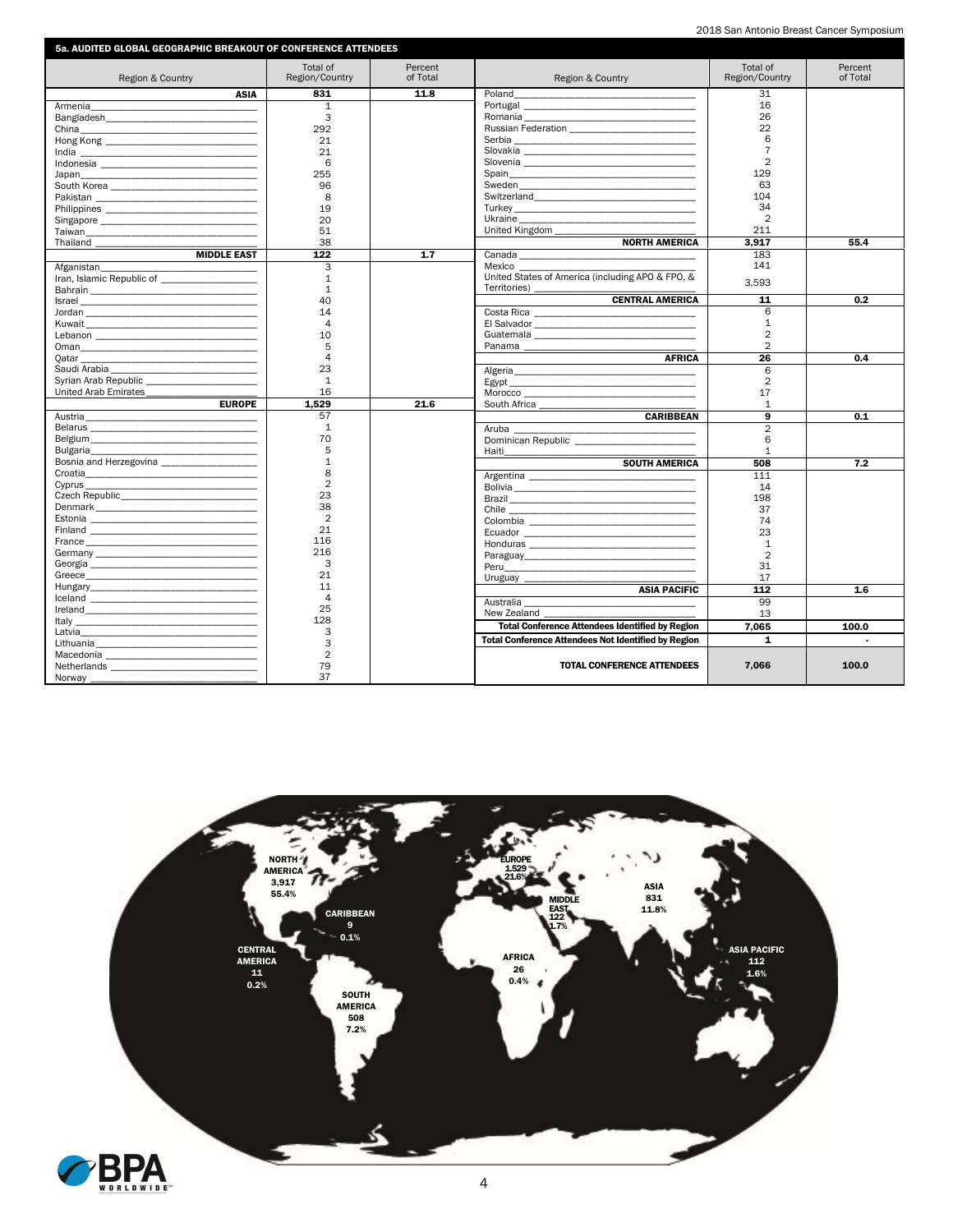## 5a. AUDITED GLOBAL GEOGRAPHIC BREAKOUT OF CONFERENCE ATTENDEES

| Region & Country | Total of Region/Country | Percent of Total |
|---|---|---|
| **ASIA** | **831** | **11.8** |
| Armenia | 1 | |
| Bangladesh | 3 | |
| China | 292 | |
| Hong Kong | 21 | |
| India | 21 | |
| Indonesia | 6 | |
| Japan | 255 | |
| South Korea | 96 | |
| Pakistan | 8 | |
| Philippines | 19 | |
| Singapore | 20 | |
| Taiwan | 51 | |
| Thailand | 38 | |
| **MIDDLE EAST** | **122** | **1.7** |
| Afganistan | 3 | |
| Iran, Islamic Republic of | 1 | |
| Bahrain | 1 | |
| Israel | 40 | |
| Jordan | 14 | |
| Kuwait | 4 | |
| Lebanon | 10 | |
| Oman | 5 | |
| Qatar | 4 | |
| Saudi Arabia | 23 | |
| Syrian Arab Republic | 1 | |
| United Arab Emirates | 16 | |
| **EUROPE** | **1,529** | **21.6** |
| Austria | 57 | |
| Belarus | 1 | |
| Belgium | 70 | |
| Bulgaria | 5 | |
| Bosnia and Herzegovina | 1 | |
| Croatia | 8 | |
| Cyprus | 2 | |
| Czech Republic | 23 | |
| Denmark | 38 | |
| Estonia | 2 | |
| Finland | 21 | |
| France | 116 | |
| Germany | 216 | |
| Georgia | 3 | |
| Greece | 21 | |
| Hungary | 11 | |
| Iceland | 4 | |
| Ireland | 25 | |
| Italy | 128 | |
| Latvia | 3 | |
| Lithuania | 3 | |
| Macedonia | 2 | |
| Netherlands | 79 | |
| Norway | 37 | |
| Poland | 31 | |
| Portugal | 16 | |
| Romania | 26 | |
| Russian Federation | 22 | |
| Serbia | 6 | |
| Slovakia | 7 | |
| Slovenia | 2 | |
| Spain | 129 | |
| Sweden | 63 | |
| Switzerland | 104 | |
| Turkey | 34 | |
| Ukraine | 2 | |
| United Kingdom | 211 | |
| **NORTH AMERICA** | **3,917** | **55.4** |
| Canada | 183 | |
| Mexico | 141 | |
| United States of America (including APO & FPO, & Territories) | 3,593 | |
| **CENTRAL AMERICA** | **11** | **0.2** |
| Costa Rica | 6 | |
| El Salvador | 1 | |
| Guatemala | 2 | |
| Panama | 2 | |
| **AFRICA** | **26** | **0.4** |
| Algeria | 6 | |
| Egypt | 2 | |
| Morocco | 17 | |
| South Africa | 1 | |
| **CARIBBEAN** | **9** | **0.1** |
| Aruba | 2 | |
| Dominican Republic | 6 | |
| Haiti | 1 | |
| **SOUTH AMERICA** | **508** | **7.2** |
| Argentina | 111 | |
| Bolivia | 14 | |
| Brazil | 198 | |
| Chile | 37 | |
| Colombia | 74 | |
| Ecuador | 23 | |
| Honduras | 1 | |
| Paraguay | 2 | |
| Peru | 31 | |
| Uruguay | 17 | |
| **ASIA PACIFIC** | **112** | **1.6** |
| Australia | 99 | |
| New Zealand | 13 | |
| **Total Conference Attendees Identified by Region** | **7,065** | **100.0** |
| **Total Conference Attendees Not Identified by Region** | **1** | **-** |
| **TOTAL CONFERENCE ATTENDEES** | **7,066** | **100.0** |

NORTH AMERICA 3,917 55.4%; CARIBBEAN 9 0.1%; CENTRAL AMERICA 11 0.2%; SOUTH AMERICA 508 7.2%; EUROPE 1,529 21.6%; MIDDLE EAST 122 1.7%; AFRICA 26 0.4%; ASIA 831 11.8%; ASIA PACIFIC 112 1.6%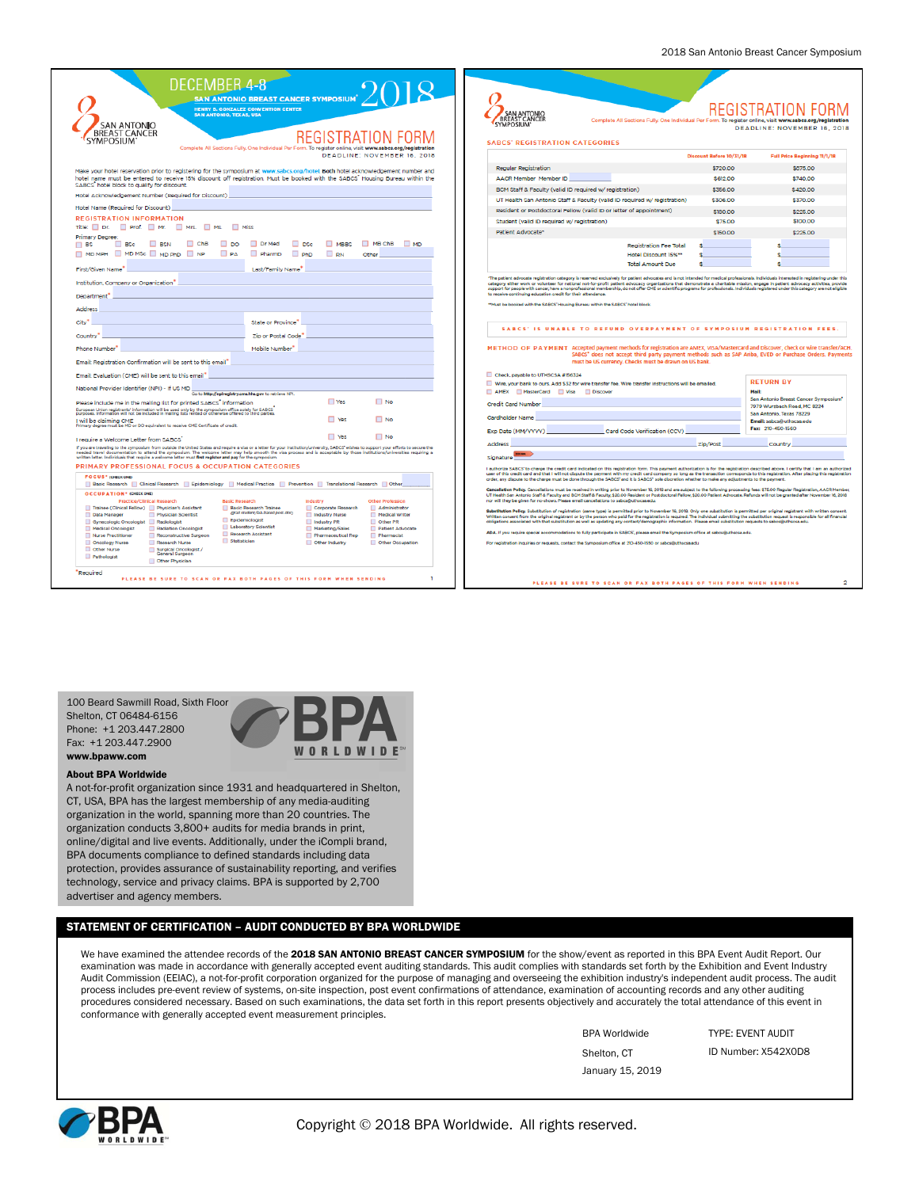2018 San Antonio Breast Cancer Symposium

DECEMBER 4-8 2018
SAN ANTONIO BREAST CANCER SYMPOSIUM®
HENRY B. GONZALEZ CONVENTION CENTER
SAN ANTONIO, TEXAS, USA

SAN ANTONIO BREAST CANCER SYMPOSIUM®

# REGISTRATION FORM

Complete All Sections Fully, One Individual Per Form. To register online, visit www.sabcs.org/registration
DEADLINE: NOVEMBER 16, 2018

Make your hotel reservation prior to registering for the symposium at www.sabcs.org/hotel. Both hotel acknowledgement number and hotel name must be entered to receive 15% discount off registration. Must be booked with the SABCS® Housing Bureau within the SABCS® hotel block to qualify for discount.

Hotel Acknowledgement Number (Required for Discount)

Hotel Name (Required for Discount)

## REGISTRATION INFORMATION

Title: Dr. Prof. Mr. Mrs. Ms. Miss

Primary Degree: BS, BSc, BSN, ChB, DO, Dr Med, DSc, MBBS, MB ChB, MD, MD MPH, MD MSc, MD PhD, NP, PA, PharmD, PhD, RN, Other

First/Given Name* | Last/Family Name*

Institution, Company or Organization*

Department*

Address

City* | State or Province*

Country* | Zip or Postal Code*

Phone Number* | Mobile Number*

Email: Registration Confirmation will be sent to this email*

Email: Evaluation (CME) will be sent to this email*

National Provider Identifier (NPI) - If US MD

Please include me in the mailing list for printed SABCS® information — Yes / No

I will be claiming CME — Yes / No

I require a Welcome Letter from SABCS® — Yes / No

## PRIMARY PROFESSIONAL FOCUS & OCCUPATION CATEGORIES

FOCUS* (CHECK ONE): Basic Research, Clinical Research, Epidemiology, Medical Practice, Prevention, Translational Research, Other

OCCUPATION* (CHECK ONE)

- Practice/Clinical Research: Trainee (Clinical Fellow), Data Manager, Gynecologic Oncologist, Medical Oncologist, Nurse Practitioner, Oncology Nurse, Other Nurse, Pathologist, Physician's Assistant, Physician Scientist, Radiologist, Radiation Oncologist, Reconstructive Surgeon, Research Nurse, Surgical Oncologist / General Surgeon, Other Physician
- Basic Research: Basic Research Trainee, Epidemiologist, Laboratory Scientist, Research Assistant, Statistician
- Industry: Corporate Research, Industry Nurse, Industry PR, Marketing/Sales, Pharmaceutical Rep, Other Industry
- Other Profession: Administrator, Medical Writer, Other PR, Patient Advocate, Pharmacist, Other Occupation

*Required

PLEASE BE SURE TO SCAN OR FAX BOTH PAGES OF THIS FORM WHEN SENDING

# REGISTRATION FORM

Complete All Sections Fully, One Individual Per Form. To register online, visit www.sabcs.org/registration
DEADLINE: NOVEMBER 16, 2018

## SABCS® REGISTRATION CATEGORIES

| | Discount Before 10/31/18 | Full Price Beginning 11/1/18 |
|---|---|---|
| Regular Registration | $720.00 | $875.00 |
| AACR Member Member ID | $612.00 | $740.00 |
| BCM Staff & Faculty (valid ID required w/ registration) | $356.00 | $420.00 |
| UT Health San Antonio Staff & Faculty (valid ID required w/ registration) | $306.00 | $370.00 |
| Resident or Postdoctoral Fellow (valid ID or letter of appointment) | $180.00 | $225.00 |
| Student (valid ID required w/ registration) | $75.00 | $100.00 |
| Patient Advocate* | $150.00 | $225.00 |

Registration Fee Total $ / Hotel Discount 15%** $ / Total Amount Due $

SABCS® IS UNABLE TO REFUND OVERPAYMENT OF SYMPOSIUM REGISTRATION FEES.

## METHOD OF PAYMENT

Accepted payment methods for registration are AMEX, VISA/Mastercard and Discover, check or wire transfer/ACH. SABCS® does not accept third party payment methods such as SAP Ariba, EVED or Purchase Orders. Payments must be in US currency. Checks must be drawn on US bank.

Check, payable to UTHSCSA #156324
Wire, your bank to ours. Add $32 for wire transfer fee.
AMEX / MasterCard / Visa / Discover

RETURN BY
Mail: San Antonio Breast Cancer Symposium®, 7979 Wurzbach Road, MC 8224, San Antonio, Texas 78229
Email: sabcs@uthscsa.edu
Fax: 210-450-1560

Credit Card Number / Cardholder Name / Exp Date (MM/YYYY) / Card Code Verification (CCV) / Address / Zip/Post / Country / Signature

For registration inquiries or requests, contact the Symposium office at 210-450-1550 or sabcs@uthscsa.edu

100 Beard Sawmill Road, Sixth Floor
Shelton, CT 06484-6156
Phone: +1 203.447.2800
Fax: +1 203.447.2900
**www.bpaww.com**

**About BPA Worldwide**
A not-for-profit organization since 1931 and headquartered in Shelton, CT, USA, BPA has the largest membership of any media-auditing organization in the world, spanning more than 20 countries. The organization conducts 3,800+ audits for media brands in print, online/digital and live events. Additionally, under the iCompli brand, BPA documents compliance to defined standards including data protection, provides assurance of sustainability reporting, and verifies technology, service and privacy claims. BPA is supported by 2,700 advertiser and agency members.

## STATEMENT OF CERTIFICATION – AUDIT CONDUCTED BY BPA WORLDWIDE

We have examined the attendee records of the **2018 SAN ANTONIO BREAST CANCER SYMPOSIUM** for the show/event as reported in this BPA Event Audit Report. Our examination was made in accordance with generally accepted event auditing standards. This audit complies with standards set forth by the Exhibition and Event Industry Audit Commission (EEIAC), a not-for-profit corporation organized for the purpose of managing and overseeing the exhibition industry's independent audit process. The audit process includes pre-event review of systems, on-site inspection, post event confirmations of attendance, examination of accounting records and any other auditing procedures considered necessary. Based on such examinations, the data set forth in this report presents objectively and accurately the total attendance of this event in conformance with generally accepted event measurement principles.

BPA Worldwide — TYPE: EVENT AUDIT
Shelton, CT — ID Number: X542X0D8
January 15, 2019

Copyright © 2018 BPA Worldwide. All rights reserved.